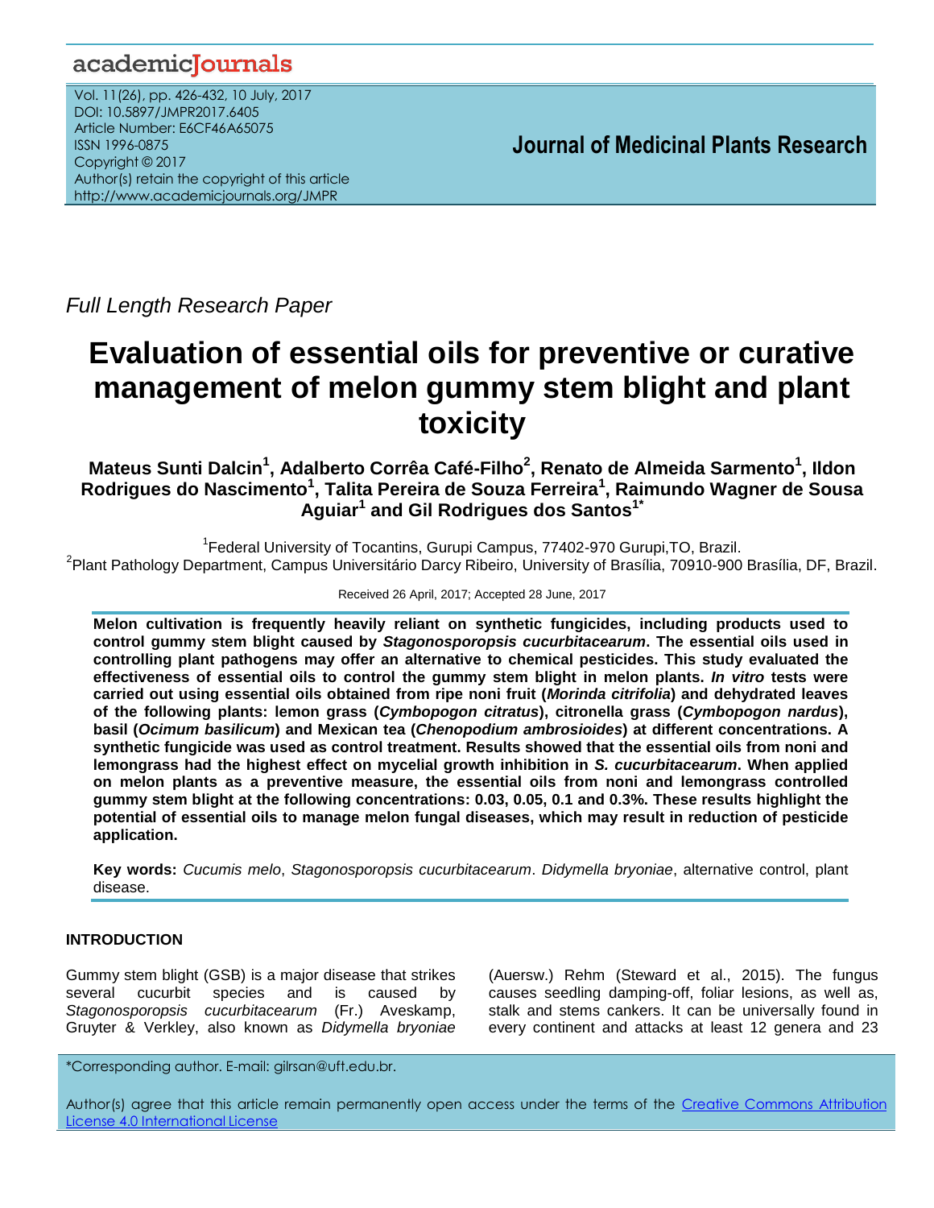Full Length Research Paper

# Evaluation of essential oils for preventive or curative management of melon gummy stem blight and plant toxicity

**Mateus Sunti Dalcin[1], Adalberto Corrêa Café-Filho[2], Renato de Almeida Sarmento[1], Ildon Rodrigues do Nascimento[1], Talita Pereira de Souza Ferreira[1], Raimundo Wagner de Sousa Aguiar[1] and Gil Rodrigues dos Santos[1*]**

[1]Federal University of Tocantins, Gurupi Campus, 77402-970 Gurupi,TO, Brazil.
[2]Plant Pathology Department, Campus Universitário Darcy Ribeiro, University of Brasília, 70910-900 Brasília, DF, Brazil.

Received 26 April, 2017; Accepted 28 June, 2017

**Melon cultivation is frequently heavily reliant on synthetic fungicides, including products used to control gummy stem blight caused by *Stagonosporopsis cucurbitacearum*. The essential oils used in controlling plant pathogens may offer an alternative to chemical pesticides. This study evaluated the effectiveness of essential oils to control the gummy stem blight in melon plants. *In vitro* tests were carried out using essential oils obtained from ripe noni fruit (*Morinda citrifolia*) and dehydrated leaves of the following plants: lemon grass (*Cymbopogon citratus*), citronella grass (*Cymbopogon nardus*), basil (*Ocimum basilicum*) and Mexican tea (*Chenopodium ambrosioides*) at different concentrations. A synthetic fungicide was used as control treatment. Results showed that the essential oils from noni and lemongrass had the highest effect on mycelial growth inhibition in *S. cucurbitacearum*. When applied on melon plants as a preventive measure, the essential oils from noni and lemongrass controlled gummy stem blight at the following concentrations: 0.03, 0.05, 0.1 and 0.3%. These results highlight the potential of essential oils to manage melon fungal diseases, which may result in reduction of pesticide application.**

**Key words:** *Cucumis melo*, *Stagonosporopsis cucurbitacearum*. *Didymella bryoniae*, alternative control, plant disease.

## INTRODUCTION

Gummy stem blight (GSB) is a major disease that strikes several cucurbit species and is caused by *Stagonosporopsis cucurbitacearum* (Fr.) Aveskamp, Gruyter & Verkley, also known as *Didymella bryoniae* (Auersw.) Rehm (Steward et al., 2015). The fungus causes seedling damping-off, foliar lesions, as well as, stalk and stems cankers. It can be universally found in every continent and attacks at least 12 genera and 23

*Corresponding author. E-mail: gilrsan@uft.edu.br.

Author(s) agree that this article remain permanently open access under the terms of the Creative Commons Attribution License 4.0 International License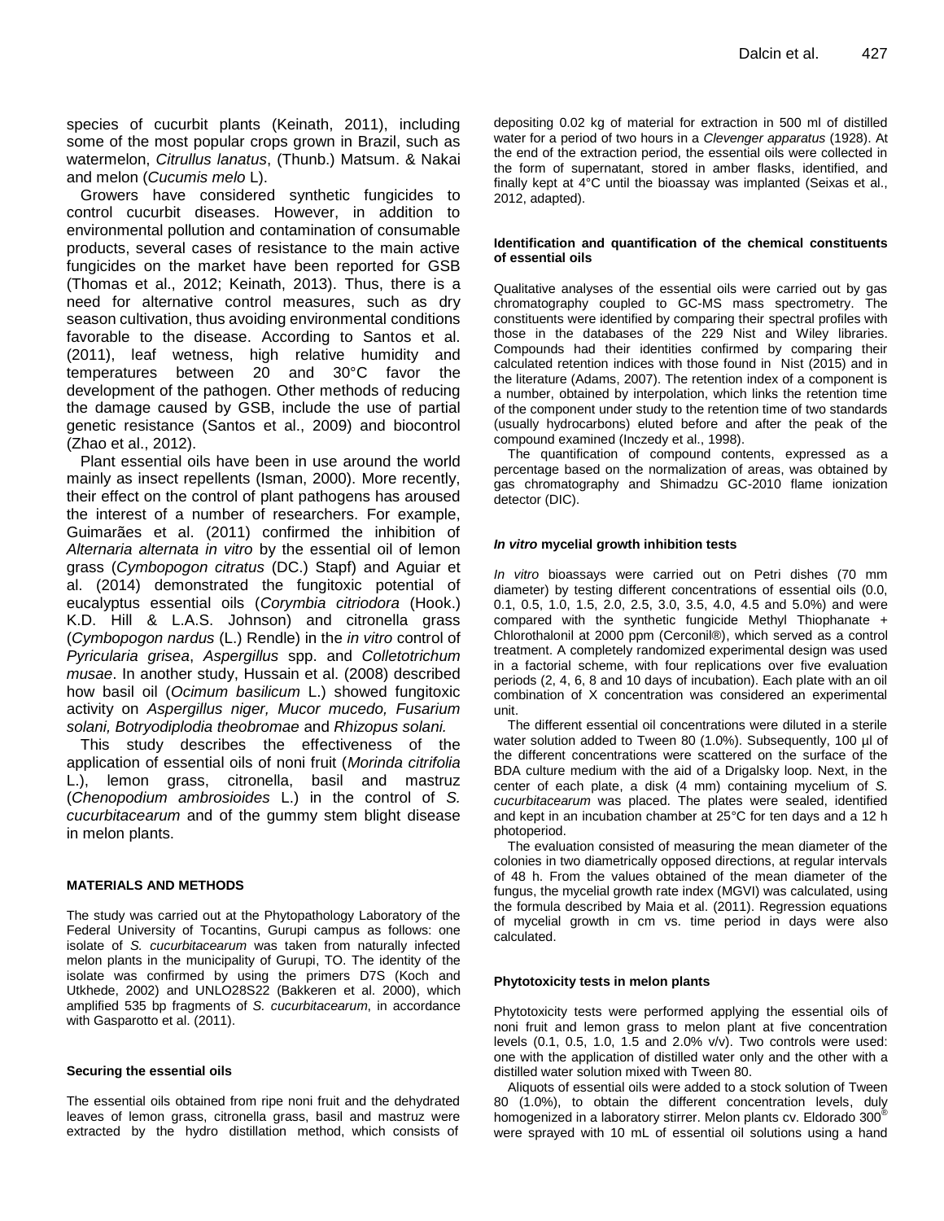species of cucurbit plants (Keinath, 2011), including some of the most popular crops grown in Brazil, such as watermelon, *Citrullus lanatus*, (Thunb.) Matsum. & Nakai and melon (*Cucumis melo* L).

Growers have considered synthetic fungicides to control cucurbit diseases. However, in addition to environmental pollution and contamination of consumable products, several cases of resistance to the main active fungicides on the market have been reported for GSB (Thomas et al., 2012; Keinath, 2013). Thus, there is a need for alternative control measures, such as dry season cultivation, thus avoiding environmental conditions favorable to the disease. According to Santos et al. (2011), leaf wetness, high relative humidity and temperatures between 20 and 30°C favor the development of the pathogen. Other methods of reducing the damage caused by GSB, include the use of partial genetic resistance (Santos et al., 2009) and biocontrol (Zhao et al., 2012).

Plant essential oils have been in use around the world mainly as insect repellents (Isman, 2000). More recently, their effect on the control of plant pathogens has aroused the interest of a number of researchers. For example, Guimarães et al. (2011) confirmed the inhibition of *Alternaria alternata in vitro* by the essential oil of lemon grass (*Cymbopogon citratus* (DC.) Stapf) and Aguiar et al. (2014) demonstrated the fungitoxic potential of eucalyptus essential oils (*Corymbia citriodora* (Hook.) K.D. Hill & L.A.S. Johnson) and citronella grass (*Cymbopogon nardus* (L.) Rendle) in the *in vitro* control of *Pyricularia grisea*, *Aspergillus* spp. and *Colletotrichum musae*. In another study, Hussain et al. (2008) described how basil oil (*Ocimum basilicum* L.) showed fungitoxic activity on *Aspergillus niger, Mucor mucedo, Fusarium solani, Botryodiplodia theobromae* and *Rhizopus solani.*

This study describes the effectiveness of the application of essential oils of noni fruit (*Morinda citrifolia* L.), lemon grass, citronella, basil and mastruz (*Chenopodium ambrosioides* L.) in the control of *S. cucurbitacearum* and of the gummy stem blight disease in melon plants.

## MATERIALS AND METHODS

The study was carried out at the Phytopathology Laboratory of the Federal University of Tocantins, Gurupi campus as follows: one isolate of *S. cucurbitacearum* was taken from naturally infected melon plants in the municipality of Gurupi, TO. The identity of the isolate was confirmed by using the primers D7S (Koch and Utkhede, 2002) and UNLO28S22 (Bakkeren et al. 2000), which amplified 535 bp fragments of *S. cucurbitacearum*, in accordance with Gasparotto et al. (2011).

### Securing the essential oils

The essential oils obtained from ripe noni fruit and the dehydrated leaves of lemon grass, citronella grass, basil and mastruz were extracted by the hydro distillation method, which consists of depositing 0.02 kg of material for extraction in 500 ml of distilled water for a period of two hours in a *Clevenger apparatus* (1928). At the end of the extraction period, the essential oils were collected in the form of supernatant, stored in amber flasks, identified, and finally kept at 4°C until the bioassay was implanted (Seixas et al., 2012, adapted).

### Identification and quantification of the chemical constituents of essential oils

Qualitative analyses of the essential oils were carried out by gas chromatography coupled to GC-MS mass spectrometry. The constituents were identified by comparing their spectral profiles with those in the databases of the 229 Nist and Wiley libraries. Compounds had their identities confirmed by comparing their calculated retention indices with those found in Nist (2015) and in the literature (Adams, 2007). The retention index of a component is a number, obtained by interpolation, which links the retention time of the component under study to the retention time of two standards (usually hydrocarbons) eluted before and after the peak of the compound examined (Inczedy et al., 1998).

The quantification of compound contents, expressed as a percentage based on the normalization of areas, was obtained by gas chromatography and Shimadzu GC-2010 flame ionization detector (DIC).

### *In vitro* mycelial growth inhibition tests

*In vitro* bioassays were carried out on Petri dishes (70 mm diameter) by testing different concentrations of essential oils (0.0, 0.1, 0.5, 1.0, 1.5, 2.0, 2.5, 3.0, 3.5, 4.0, 4.5 and 5.0%) and were compared with the synthetic fungicide Methyl Thiophanate + Chlorothalonil at 2000 ppm (Cerconil®), which served as a control treatment. A completely randomized experimental design was used in a factorial scheme, with four replications over five evaluation periods (2, 4, 6, 8 and 10 days of incubation). Each plate with an oil combination of X concentration was considered an experimental unit.

The different essential oil concentrations were diluted in a sterile water solution added to Tween 80 (1.0%). Subsequently, 100 µl of the different concentrations were scattered on the surface of the BDA culture medium with the aid of a Drigalsky loop. Next, in the center of each plate, a disk (4 mm) containing mycelium of *S. cucurbitacearum* was placed. The plates were sealed, identified and kept in an incubation chamber at 25°C for ten days and a 12 h photoperiod.

The evaluation consisted of measuring the mean diameter of the colonies in two diametrically opposed directions, at regular intervals of 48 h. From the values obtained of the mean diameter of the fungus, the mycelial growth rate index (MGVI) was calculated, using the formula described by Maia et al. (2011). Regression equations of mycelial growth in cm vs. time period in days were also calculated.

### Phytotoxicity tests in melon plants

Phytotoxicity tests were performed applying the essential oils of noni fruit and lemon grass to melon plant at five concentration levels (0.1, 0.5, 1.0, 1.5 and 2.0% v/v). Two controls were used: one with the application of distilled water only and the other with a distilled water solution mixed with Tween 80.

Aliquots of essential oils were added to a stock solution of Tween 80 (1.0%), to obtain the different concentration levels, duly homogenized in a laboratory stirrer. Melon plants cv. Eldorado 300® were sprayed with 10 mL of essential oil solutions using a hand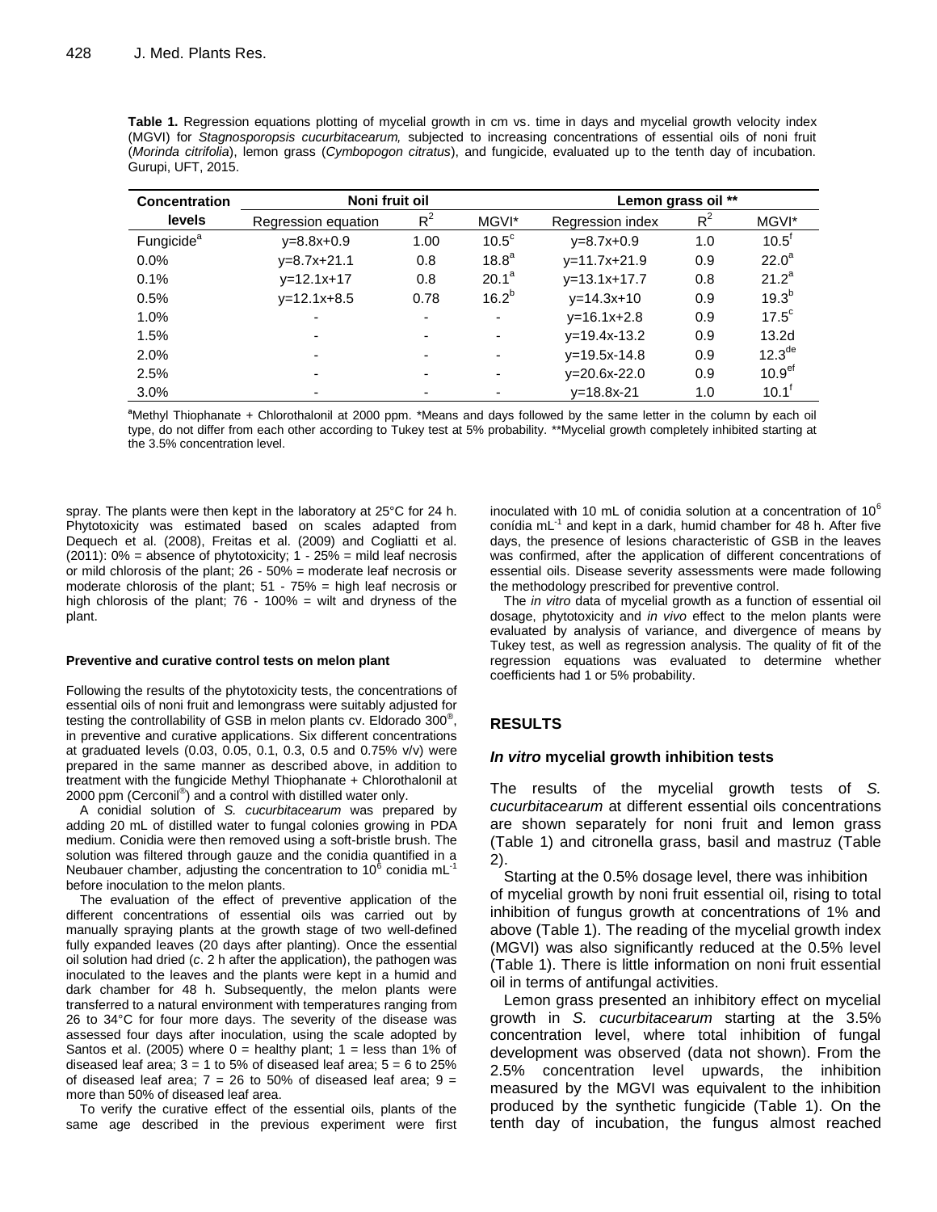**Table 1.** Regression equations plotting of mycelial growth in cm vs. time in days and mycelial growth velocity index (MGVI) for *Stagnosporopsis cucurbitacearum,* subjected to increasing concentrations of essential oils of noni fruit (*Morinda citrifolia*), lemon grass (*Cymbopogon citratus*), and fungicide, evaluated up to the tenth day of incubation. Gurupi, UFT, 2015.

| Concentration levels | Noni fruit oil | | | Lemon grass oil ** | | |
|---|---|---|---|---|---|---|
| | Regression equation | $R^2$ | MGVI* | Regression index | $R^2$ | MGVI* |
| Fungicide[a] | y=8.8x+0.9 | 1.00 | $10.5^c$ | y=8.7x+0.9 | 1.0 | $10.5^f$ |
| 0.0% | y=8.7x+21.1 | 0.8 | $18.8^a$ | y=11.7x+21.9 | 0.9 | $22.0^a$ |
| 0.1% | y=12.1x+17 | 0.8 | $20.1^a$ | y=13.1x+17.7 | 0.8 | $21.2^a$ |
| 0.5% | y=12.1x+8.5 | 0.78 | $16.2^b$ | y=14.3x+10 | 0.9 | $19.3^b$ |
| 1.0% | - | - | - | y=16.1x+2.8 | 0.9 | $17.5^c$ |
| 1.5% | - | - | - | y=19.4x-13.2 | 0.9 | 13.2d |
| 2.0% | - | - | - | y=19.5x-14.8 | 0.9 | $12.3^{de}$ |
| 2.5% | - | - | - | y=20.6x-22.0 | 0.9 | $10.9^{ef}$ |
| 3.0% | - | - | - | y=18.8x-21 | 1.0 | $10.1^f$ |

[a]Methyl Thiophanate + Chlorothalonil at 2000 ppm. *Means and days followed by the same letter in the column by each oil type, do not differ from each other according to Tukey test at 5% probability. **Mycelial growth completely inhibited starting at the 3.5% concentration level.

spray. The plants were then kept in the laboratory at 25°C for 24 h. Phytotoxicity was estimated based on scales adapted from Dequech et al. (2008), Freitas et al. (2009) and Cogliatti et al. (2011): 0% = absence of phytotoxicity; 1 - 25% = mild leaf necrosis or mild chlorosis of the plant; 26 - 50% = moderate leaf necrosis or moderate chlorosis of the plant; 51 - 75% = high leaf necrosis or high chlorosis of the plant; 76 - 100% = wilt and dryness of the plant.

#### Preventive and curative control tests on melon plant

Following the results of the phytotoxicity tests, the concentrations of essential oils of noni fruit and lemongrass were suitably adjusted for testing the controllability of GSB in melon plants cv. Eldorado 300®, in preventive and curative applications. Six different concentrations at graduated levels (0.03, 0.05, 0.1, 0.3, 0.5 and 0.75% v/v) were prepared in the same manner as described above, in addition to treatment with the fungicide Methyl Thiophanate + Chlorothalonil at 2000 ppm (Cerconil®) and a control with distilled water only.

A conidial solution of *S. cucurbitacearum* was prepared by adding 20 mL of distilled water to fungal colonies growing in PDA medium. Conidia were then removed using a soft-bristle brush. The solution was filtered through gauze and the conidia quantified in a Neubauer chamber, adjusting the concentration to $10^6$ conidia $mL^{-1}$ before inoculation to the melon plants.

The evaluation of the effect of preventive application of the different concentrations of essential oils was carried out by manually spraying plants at the growth stage of two well-defined fully expanded leaves (20 days after planting). Once the essential oil solution had dried (*c*. 2 h after the application), the pathogen was inoculated to the leaves and the plants were kept in a humid and dark chamber for 48 h. Subsequently, the melon plants were transferred to a natural environment with temperatures ranging from 26 to 34°C for four more days. The severity of the disease was assessed four days after inoculation, using the scale adopted by Santos et al. (2005) where 0 = healthy plant; 1 = less than 1% of diseased leaf area; 3 = 1 to 5% of diseased leaf area; 5 = 6 to 25% of diseased leaf area; 7 = 26 to 50% of diseased leaf area; 9 = more than 50% of diseased leaf area.

To verify the curative effect of the essential oils, plants of the same age described in the previous experiment were first inoculated with 10 mL of conidia solution at a concentration of $10^6$ conídia $mL^{-1}$ and kept in a dark, humid chamber for 48 h. After five days, the presence of lesions characteristic of GSB in the leaves was confirmed, after the application of different concentrations of essential oils. Disease severity assessments were made following the methodology prescribed for preventive control.

The *in vitro* data of mycelial growth as a function of essential oil dosage, phytotoxicity and *in vivo* effect to the melon plants were evaluated by analysis of variance, and divergence of means by Tukey test, as well as regression analysis. The quality of fit of the regression equations was evaluated to determine whether coefficients had 1 or 5% probability.

## RESULTS

### *In vitro* mycelial growth inhibition tests

The results of the mycelial growth tests of *S. cucurbitacearum* at different essential oils concentrations are shown separately for noni fruit and lemon grass (Table 1) and citronella grass, basil and mastruz (Table 2).

Starting at the 0.5% dosage level, there was inhibition of mycelial growth by noni fruit essential oil, rising to total inhibition of fungus growth at concentrations of 1% and above (Table 1). The reading of the mycelial growth index (MGVI) was also significantly reduced at the 0.5% level (Table 1). There is little information on noni fruit essential oil in terms of antifungal activities.

Lemon grass presented an inhibitory effect on mycelial growth in *S. cucurbitacearum* starting at the 3.5% concentration level, where total inhibition of fungal development was observed (data not shown). From the 2.5% concentration level upwards, the inhibition measured by the MGVI was equivalent to the inhibition produced by the synthetic fungicide (Table 1). On the tenth day of incubation, the fungus almost reached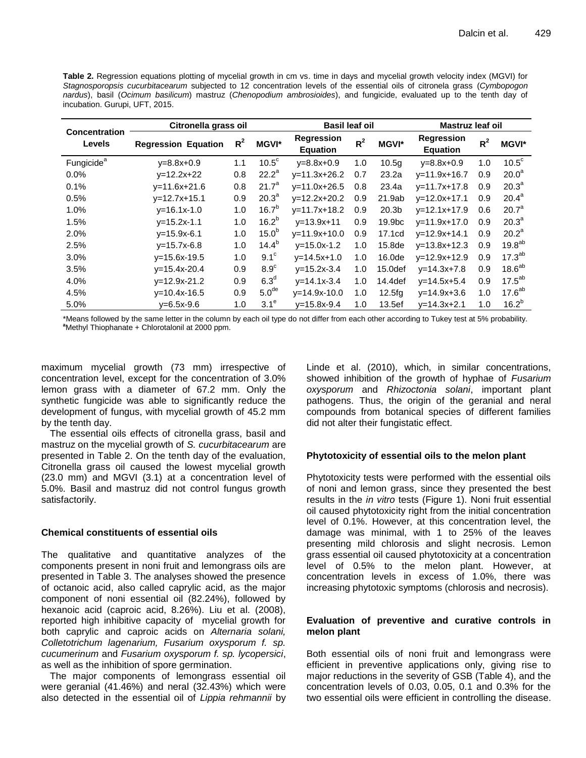**Table 2.** Regression equations plotting of mycelial growth in cm vs. time in days and mycelial growth velocity index (MGVI) for *Stagnosporopsis cucurbitacearum* subjected to 12 concentration levels of the essential oils of citronela grass (*Cymbopogon nardus*), basil (*Ocimum basilicum*) mastruz (*Chenopodium ambrosioides*), and fungicide, evaluated up to the tenth day of incubation. Gurupi, UFT, 2015.

| Concentration Levels | Citronella grass oil | | | Basil leaf oil | | | Mastruz leaf oil | | |
|---|---|---|---|---|---|---|---|---|---|
| | Regression Equation | $R^2$ | MGVI* | Regression Equation | $R^2$ | MGVI* | Regression Equation | $R^2$ | MGVI* |
| Fungicide[a] | y=8.8x+0.9 | 1.1 | 10.5[c] | y=8.8x+0.9 | 1.0 | 10.5g | y=8.8x+0.9 | 1.0 | 10.5[c] |
| 0.0% | y=12.2x+22 | 0.8 | 22.2[a] | y=11.3x+26.2 | 0.7 | 23.2a | y=11.9x+16.7 | 0.9 | 20.0[a] |
| 0.1% | y=11.6x+21.6 | 0.8 | 21.7[a] | y=11.0x+26.5 | 0.8 | 23.4a | y=11.7x+17.8 | 0.9 | 20.3[a] |
| 0.5% | y=12.7x+15.1 | 0.9 | 20.3[a] | y=12.2x+20.2 | 0.9 | 21.9ab | y=12.0x+17.1 | 0.9 | 20.4[a] |
| 1.0% | y=16.1x-1.0 | 1.0 | 16.7[b] | y=11.7x+18.2 | 0.9 | 20.3b | y=12.1x+17.9 | 0.6 | 20.7[a] |
| 1.5% | y=15.2x-1.1 | 1.0 | 16.2[b] | y=13.9x+11 | 0.9 | 19.9bc | y=11.9x+17.0 | 0.9 | 20.3[a] |
| 2.0% | y=15.9x-6.1 | 1.0 | 15.0[b] | y=11.9x+10.0 | 0.9 | 17.1cd | y=12.9x+14.1 | 0.9 | 20.2[a] |
| 2.5% | y=15.7x-6.8 | 1.0 | 14.4[b] | y=15.0x-1.2 | 1.0 | 15.8de | y=13.8x+12.3 | 0.9 | 19.8[ab] |
| 3.0% | y=15.6x-19.5 | 1.0 | 9.1[c] | y=14.5x+1.0 | 1.0 | 16.0de | y=12.9x+12.9 | 0.9 | 17.3[ab] |
| 3.5% | y=15.4x-20.4 | 0.9 | 8.9[c] | y=15.2x-3.4 | 1.0 | 15.0def | y=14.3x+7.8 | 0.9 | 18.6[ab] |
| 4.0% | y=12.9x-21.2 | 0.9 | 6.3[d] | y=14.1x-3.4 | 1.0 | 14.4def | y=14.5x+5.4 | 0.9 | 17.5[ab] |
| 4.5% | y=10.4x-16.5 | 0.9 | 5.0[de] | y=14.9x-10.0 | 1.0 | 12.5fg | y=14.9x+3.6 | 1.0 | 17.6[ab] |
| 5.0% | y=6.5x-9.6 | 1.0 | 3.1[e] | y=15.8x-9.4 | 1.0 | 13.5ef | y=14.3x+2.1 | 1.0 | 16.2[b] |

*Means followed by the same letter in the column by each oil type do not differ from each other according to Tukey test at 5% probability.
[a]Methyl Thiophanate + Chlorotalonil at 2000 ppm.

maximum mycelial growth (73 mm) irrespective of concentration level, except for the concentration of 3.0% lemon grass with a diameter of 67.2 mm. Only the synthetic fungicide was able to significantly reduce the development of fungus, with mycelial growth of 45.2 mm by the tenth day.

The essential oils effects of citronella grass, basil and mastruz on the mycelial growth of *S. cucurbitacearum* are presented in Table 2. On the tenth day of the evaluation, Citronella grass oil caused the lowest mycelial growth (23.0 mm) and MGVI (3.1) at a concentration level of 5.0%. Basil and mastruz did not control fungus growth satisfactorily.

### Chemical constituents of essential oils

The qualitative and quantitative analyzes of the components present in noni fruit and lemongrass oils are presented in Table 3. The analyses showed the presence of octanoic acid, also called caprylic acid, as the major component of noni essential oil (82.24%), followed by hexanoic acid (caproic acid, 8.26%). Liu et al. (2008), reported high inhibitive capacity of mycelial growth for both caprylic and caproic acids on *Alternaria solani, Colletotrichum lagenarium, Fusarium oxysporum f. sp. cucumerinum* and *Fusarium oxysporum f. sp. lycopersici*, as well as the inhibition of spore germination.

The major components of lemongrass essential oil were geranial (41.46%) and neral (32.43%) which were also detected in the essential oil of *Lippia rehmannii* by Linde et al. (2010), which, in similar concentrations, showed inhibition of the growth of hyphae of *Fusarium oxysporum* and *Rhizoctonia solani*, important plant pathogens. Thus, the origin of the geranial and neral compounds from botanical species of different families did not alter their fungistatic effect.

### Phytotoxicity of essential oils to the melon plant

Phytotoxicity tests were performed with the essential oils of noni and lemon grass, since they presented the best results in the *in vitro* tests (Figure 1). Noni fruit essential oil caused phytotoxicity right from the initial concentration level of 0.1%. However, at this concentration level, the damage was minimal, with 1 to 25% of the leaves presenting mild chlorosis and slight necrosis. Lemon grass essential oil caused phytotoxicity at a concentration level of 0.5% to the melon plant. However, at concentration levels in excess of 1.0%, there was increasing phytotoxic symptoms (chlorosis and necrosis).

### Evaluation of preventive and curative controls in melon plant

Both essential oils of noni fruit and lemongrass were efficient in preventive applications only, giving rise to major reductions in the severity of GSB (Table 4), and the concentration levels of 0.03, 0.05, 0.1 and 0.3% for the two essential oils were efficient in controlling the disease.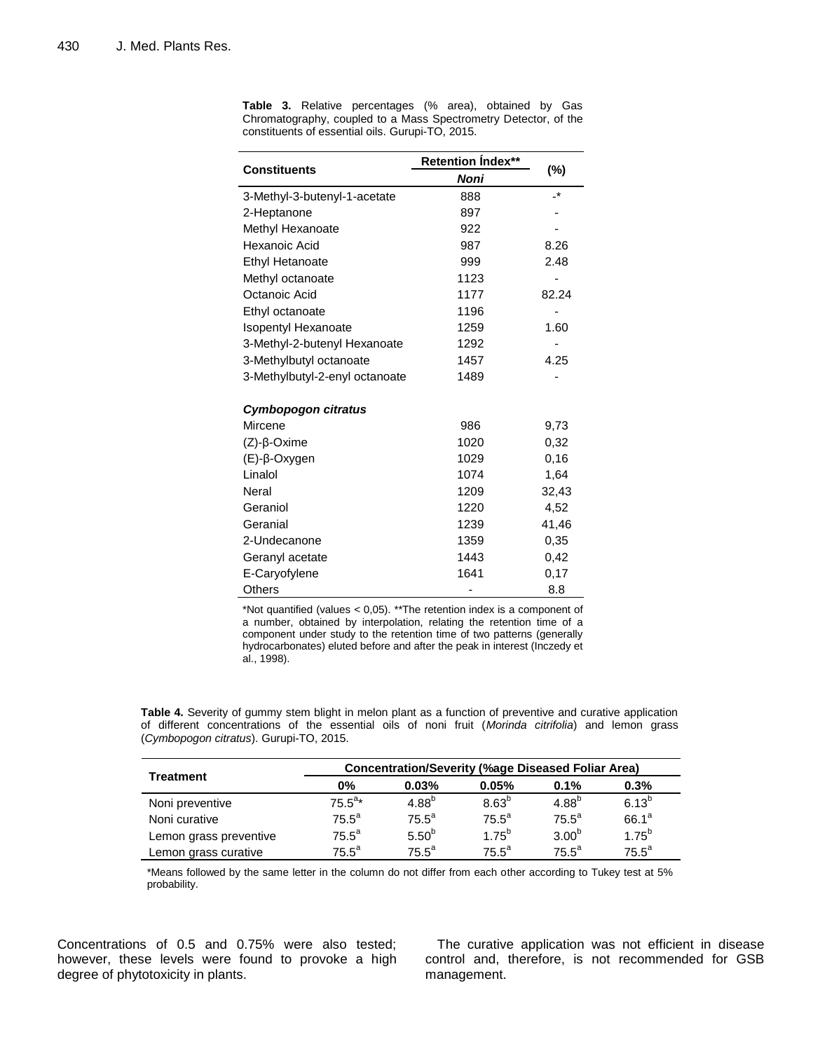**Table 3.** Relative percentages (% area), obtained by Gas Chromatography, coupled to a Mass Spectrometry Detector, of the constituents of essential oils. Gurupi-TO, 2015.

| Constituents | Retention Índex** | (%) |
|---|---|---|
| | *Noni* | |
| 3-Methyl-3-butenyl-1-acetate | 888 | -* |
| 2-Heptanone | 897 | - |
| Methyl Hexanoate | 922 | - |
| Hexanoic Acid | 987 | 8.26 |
| Ethyl Hetanoate | 999 | 2.48 |
| Methyl octanoate | 1123 | - |
| Octanoic Acid | 1177 | 82.24 |
| Ethyl octanoate | 1196 | - |
| Isopentyl Hexanoate | 1259 | 1.60 |
| 3-Methyl-2-butenyl Hexanoate | 1292 | - |
| 3-Methylbutyl octanoate | 1457 | 4.25 |
| 3-Methylbutyl-2-enyl octanoate | 1489 | - |
| ***Cymbopogon citratus*** | | |
| Mircene | 986 | 9,73 |
| (Z)-β-Oxime | 1020 | 0,32 |
| (E)-β-Oxygen | 1029 | 0,16 |
| Linalol | 1074 | 1,64 |
| Neral | 1209 | 32,43 |
| Geraniol | 1220 | 4,52 |
| Geranial | 1239 | 41,46 |
| 2-Undecanone | 1359 | 0,35 |
| Geranyl acetate | 1443 | 0,42 |
| E-Caryofylene | 1641 | 0,17 |
| Others | - | 8.8 |

*Not quantified (values < 0,05). **The retention index is a component of a number, obtained by interpolation, relating the retention time of a component under study to the retention time of two patterns (generally hydrocarbonates) eluted before and after the peak in interest (Inczedy et al., 1998).

**Table 4.** Severity of gummy stem blight in melon plant as a function of preventive and curative application of different concentrations of the essential oils of noni fruit (*Morinda citrifolia*) and lemon grass (*Cymbopogon citratus*). Gurupi-TO, 2015.

| Treatment | Concentration/Severity (%age Diseased Foliar Area) | | | | |
|---|---|---|---|---|---|
| | 0% | 0.03% | 0.05% | 0.1% | 0.3% |
| Noni preventive | 75.5[a]* | 4.88[b] | 8.63[b] | 4.88[b] | 6.13[b] |
| Noni curative | 75.5[a] | 75.5[a] | 75.5[a] | 75.5[a] | 66.1[a] |
| Lemon grass preventive | 75.5[a] | 5.50[b] | 1.75[b] | 3.00[b] | 1.75[b] |
| Lemon grass curative | 75.5[a] | 75.5[a] | 75.5[a] | 75.5[a] | 75.5[a] |

*Means followed by the same letter in the column do not differ from each other according to Tukey test at 5% probability.

Concentrations of 0.5 and 0.75% were also tested; however, these levels were found to provoke a high degree of phytotoxicity in plants.

The curative application was not efficient in disease control and, therefore, is not recommended for GSB management.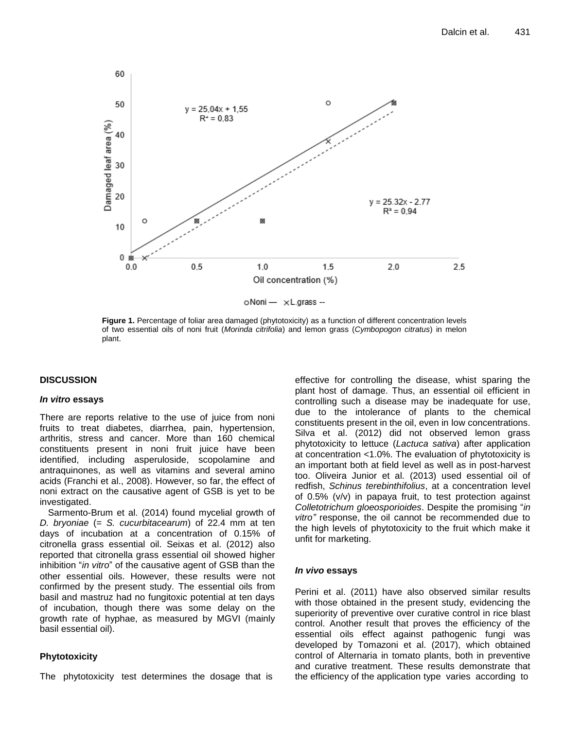**Figure 1.** Percentage of foliar area damaged (phytotoxicity) as a function of different concentration levels of two essential oils of noni fruit (*Morinda citrifolia*) and lemon grass (*Cymbopogon citratus*) in melon plant.

## DISCUSSION

### *In vitro* essays

There are reports relative to the use of juice from noni fruits to treat diabetes, diarrhea, pain, hypertension, arthritis, stress and cancer. More than 160 chemical constituents present in noni fruit juice have been identified, including asperuloside, scopolamine and antraquinones, as well as vitamins and several amino acids (Franchi et al., 2008). However, so far, the effect of noni extract on the causative agent of GSB is yet to be investigated.

Sarmento-Brum et al. (2014) found mycelial growth of *D. bryoniae* (= *S. cucurbitacearum*) of 22.4 mm at ten days of incubation at a concentration of 0.15% of citronella grass essential oil. Seixas et al. (2012) also reported that citronella grass essential oil showed higher inhibition "*in vitro*" of the causative agent of GSB than the other essential oils. However, these results were not confirmed by the present study. The essential oils from basil and mastruz had no fungitoxic potential at ten days of incubation, though there was some delay on the growth rate of hyphae, as measured by MGVI (mainly basil essential oil).

### Phytotoxicity

The phytotoxicity test determines the dosage that is effective for controlling the disease, whist sparing the plant host of damage. Thus, an essential oil efficient in controlling such a disease may be inadequate for use, due to the intolerance of plants to the chemical constituents present in the oil, even in low concentrations. Silva et al. (2012) did not observed lemon grass phytotoxicity to lettuce (*Lactuca sativa*) after application at concentration <1.0%. The evaluation of phytotoxicity is an important both at field level as well as in post-harvest too. Oliveira Junior et al. (2013) used essential oil of redfish, *Schinus terebinthifolius*, at a concentration level of 0.5% (v/v) in papaya fruit, to test protection against *Colletotrichum gloeosporioides*. Despite the promising "*in vitro"* response, the oil cannot be recommended due to the high levels of phytotoxicity to the fruit which make it unfit for marketing.

### *In vivo* essays

Perini et al. (2011) have also observed similar results with those obtained in the present study, evidencing the superiority of preventive over curative control in rice blast control. Another result that proves the efficiency of the essential oils effect against pathogenic fungi was developed by Tomazoni et al. (2017), which obtained control of Alternaria in tomato plants, both in preventive and curative treatment. These results demonstrate that the efficiency of the application type varies according to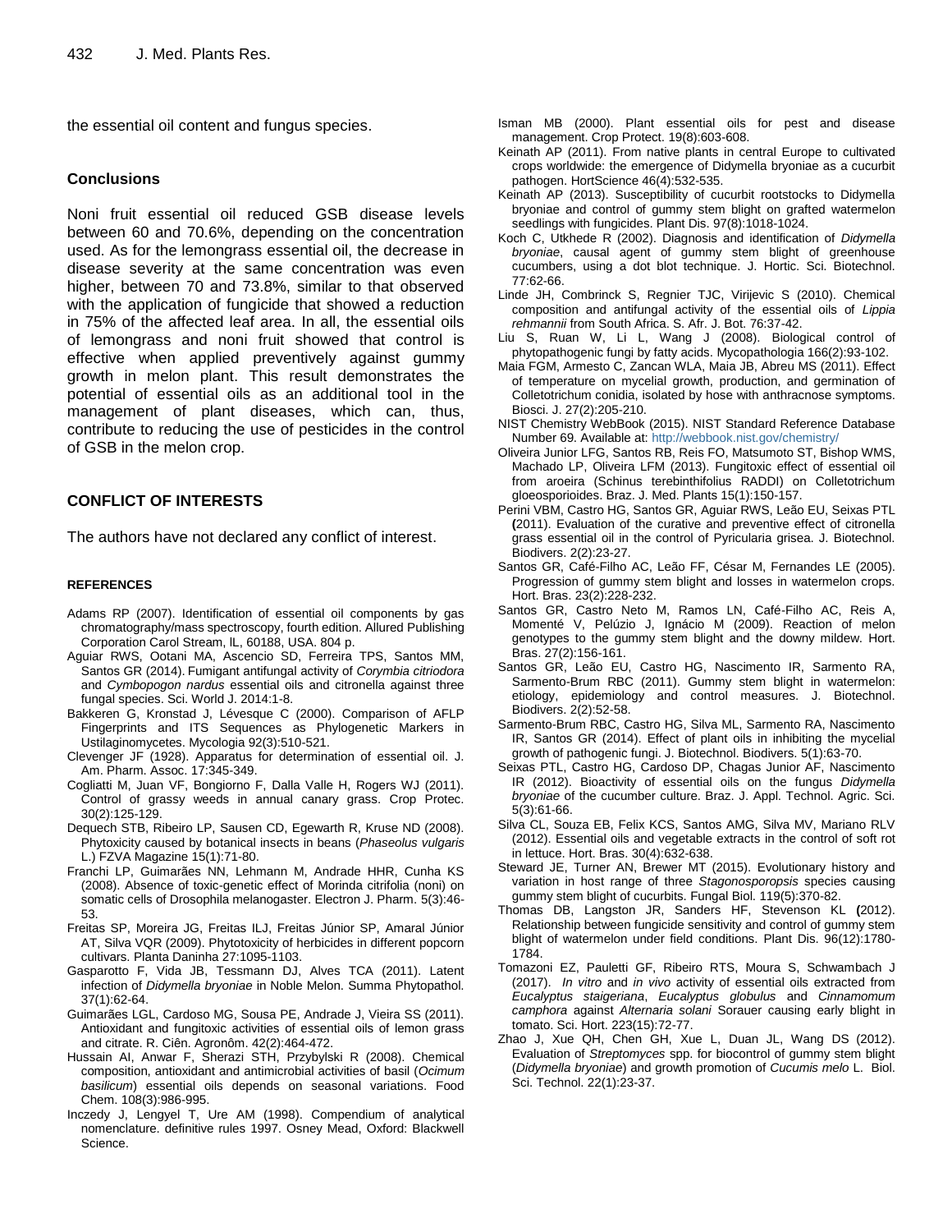the essential oil content and fungus species.

## Conclusions

Noni fruit essential oil reduced GSB disease levels between 60 and 70.6%, depending on the concentration used. As for the lemongrass essential oil, the decrease in disease severity at the same concentration was even higher, between 70 and 73.8%, similar to that observed with the application of fungicide that showed a reduction in 75% of the affected leaf area. In all, the essential oils of lemongrass and noni fruit showed that control is effective when applied preventively against gummy growth in melon plant. This result demonstrates the potential of essential oils as an additional tool in the management of plant diseases, which can, thus, contribute to reducing the use of pesticides in the control of GSB in the melon crop.

## CONFLICT OF INTERESTS

The authors have not declared any conflict of interest.

### REFERENCES

Adams RP (2007). Identification of essential oil components by gas chromatography/mass spectroscopy, fourth edition. Allured Publishing Corporation Carol Stream, IL, 60188, USA. 804 p.

Aguiar RWS, Ootani MA, Ascencio SD, Ferreira TPS, Santos MM, Santos GR (2014). Fumigant antifungal activity of *Corymbia citriodora* and *Cymbopogon nardus* essential oils and citronella against three fungal species. Sci. World J. 2014:1-8.

Bakkeren G, Kronstad J, Lévesque C (2000). Comparison of AFLP Fingerprints and ITS Sequences as Phylogenetic Markers in Ustilaginomycetes. Mycologia 92(3):510-521.

Clevenger JF (1928). Apparatus for determination of essential oil. J. Am. Pharm. Assoc. 17:345-349.

Cogliatti M, Juan VF, Bongiorno F, Dalla Valle H, Rogers WJ (2011). Control of grassy weeds in annual canary grass. Crop Protec. 30(2):125-129.

Dequech STB, Ribeiro LP, Sausen CD, Egewarth R, Kruse ND (2008). Phytoxicity caused by botanical insects in beans (*Phaseolus vulgaris* L.) FZVA Magazine 15(1):71-80.

Franchi LP, Guimarães NN, Lehmann M, Andrade HHR, Cunha KS (2008). Absence of toxic-genetic effect of Morinda citrifolia (noni) on somatic cells of Drosophila melanogaster. Electron J. Pharm. 5(3):46-53.

Freitas SP, Moreira JG, Freitas ILJ, Freitas Júnior SP, Amaral Júnior AT, Silva VQR (2009). Phytotoxicity of herbicides in different popcorn cultivars. Planta Daninha 27:1095-1103.

Gasparotto F, Vida JB, Tessmann DJ, Alves TCA (2011). Latent infection of *Didymella bryoniae* in Noble Melon. Summa Phytopathol. 37(1):62-64.

Guimarães LGL, Cardoso MG, Sousa PE, Andrade J, Vieira SS (2011). Antioxidant and fungitoxic activities of essential oils of lemon grass and citrate. R. Ciên. Agronôm. 42(2):464-472.

Hussain AI, Anwar F, Sherazi STH, Przybylski R (2008). Chemical composition, antioxidant and antimicrobial activities of basil (*Ocimum basilicum*) essential oils depends on seasonal variations. Food Chem. 108(3):986-995.

Inczedy J, Lengyel T, Ure AM (1998). Compendium of analytical nomenclature. definitive rules 1997. Osney Mead, Oxford: Blackwell Science.

Isman MB (2000). Plant essential oils for pest and disease management. Crop Protect. 19(8):603-608.

Keinath AP (2011). From native plants in central Europe to cultivated crops worldwide: the emergence of Didymella bryoniae as a cucurbit pathogen. HortScience 46(4):532-535.

Keinath AP (2013). Susceptibility of cucurbit rootstocks to Didymella bryoniae and control of gummy stem blight on grafted watermelon seedlings with fungicides. Plant Dis. 97(8):1018-1024.

Koch C, Utkhede R (2002). Diagnosis and identification of *Didymella bryoniae*, causal agent of gummy stem blight of greenhouse cucumbers, using a dot blot technique. J. Hortic. Sci. Biotechnol. 77:62-66.

Linde JH, Combrinck S, Regnier TJC, Virijevic S (2010). Chemical composition and antifungal activity of the essential oils of *Lippia rehmannii* from South Africa. S. Afr. J. Bot. 76:37-42.

Liu S, Ruan W, Li L, Wang J (2008). Biological control of phytopathogenic fungi by fatty acids. Mycopathologia 166(2):93-102.

Maia FGM, Armesto C, Zancan WLA, Maia JB, Abreu MS (2011). Effect of temperature on mycelial growth, production, and germination of Colletotrichum conidia, isolated by hose with anthracnose symptoms. Biosci. J. 27(2):205-210.

NIST Chemistry WebBook (2015). NIST Standard Reference Database Number 69. Available at: http://webbook.nist.gov/chemistry/

Oliveira Junior LFG, Santos RB, Reis FO, Matsumoto ST, Bishop WMS, Machado LP, Oliveira LFM (2013). Fungitoxic effect of essential oil from aroeira (Schinus terebinthifolius RADDI) on Colletotrichum gloeosporioides. Braz. J. Med. Plants 15(1):150-157.

Perini VBM, Castro HG, Santos GR, Aguiar RWS, Leão EU, Seixas PTL (2011). Evaluation of the curative and preventive effect of citronella grass essential oil in the control of Pyricularia grisea. J. Biotechnol. Biodivers. 2(2):23-27.

Santos GR, Café-Filho AC, Leão FF, César M, Fernandes LE (2005). Progression of gummy stem blight and losses in watermelon crops. Hort. Bras. 23(2):228-232.

Santos GR, Castro Neto M, Ramos LN, Café-Filho AC, Reis A, Momenté V, Pelúzio J, Ignácio M (2009). Reaction of melon genotypes to the gummy stem blight and the downy mildew. Hort. Bras. 27(2):156-161.

Santos GR, Leão EU, Castro HG, Nascimento IR, Sarmento RA, Sarmento-Brum RBC (2011). Gummy stem blight in watermelon: etiology, epidemiology and control measures. J. Biotechnol. Biodivers. 2(2):52-58.

Sarmento-Brum RBC, Castro HG, Silva ML, Sarmento RA, Nascimento IR, Santos GR (2014). Effect of plant oils in inhibiting the mycelial growth of pathogenic fungi. J. Biotechnol. Biodivers. 5(1):63-70.

Seixas PTL, Castro HG, Cardoso DP, Chagas Junior AF, Nascimento IR (2012). Bioactivity of essential oils on the fungus *Didymella bryoniae* of the cucumber culture. Braz. J. Appl. Technol. Agric. Sci. 5(3):61-66.

Silva CL, Souza EB, Felix KCS, Santos AMG, Silva MV, Mariano RLV (2012). Essential oils and vegetable extracts in the control of soft rot in lettuce. Hort. Bras. 30(4):632-638.

Steward JE, Turner AN, Brewer MT (2015). Evolutionary history and variation in host range of three *Stagonosporopsis* species causing gummy stem blight of cucurbits. Fungal Biol. 119(5):370-82.

Thomas DB, Langston JR, Sanders HF, Stevenson KL (2012). Relationship between fungicide sensitivity and control of gummy stem blight of watermelon under field conditions. Plant Dis. 96(12):1780-1784.

Tomazoni EZ, Pauletti GF, Ribeiro RTS, Moura S, Schwambach J (2017). *In vitro* and *in vivo* activity of essential oils extracted from *Eucalyptus staigeriana*, *Eucalyptus globulus* and *Cinnamomum camphora* against *Alternaria solani* Sorauer causing early blight in tomato. Sci. Hort. 223(15):72-77.

Zhao J, Xue QH, Chen GH, Xue L, Duan JL, Wang DS (2012). Evaluation of *Streptomyces* spp. for biocontrol of gummy stem blight (*Didymella bryoniae*) and growth promotion of *Cucumis melo* L. Biol. Sci. Technol. 22(1):23-37.